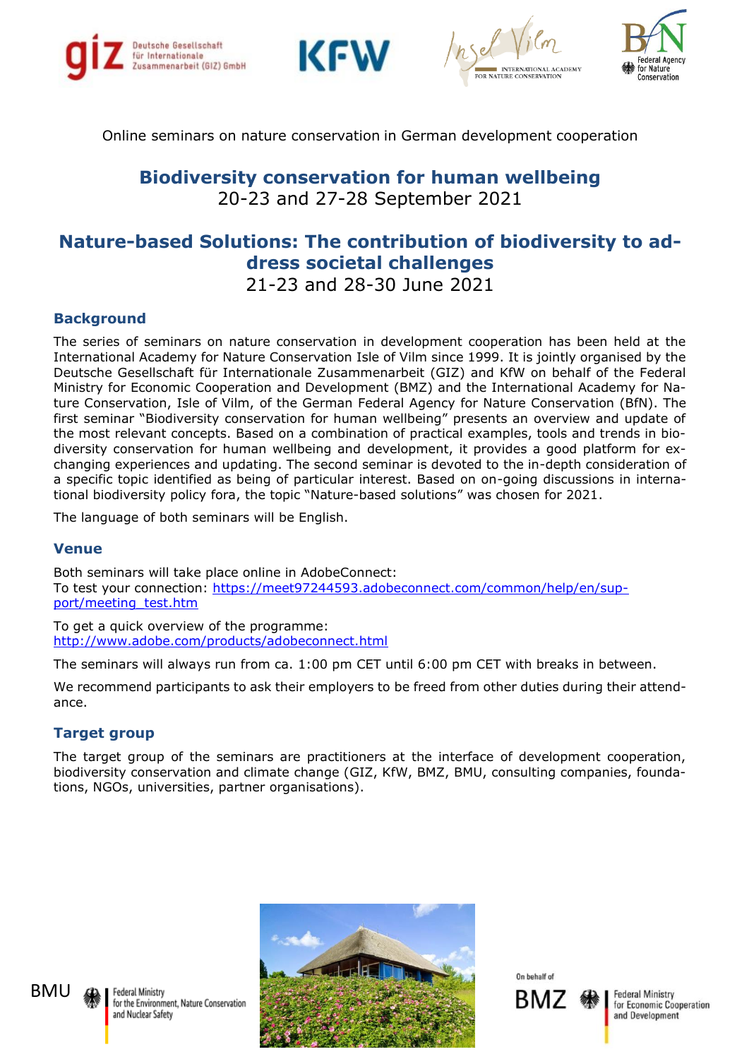Online seminars on nature conservation in German development cooperation

# Biodiversity conservation for human wellbeing

20-23 and 27-28 September 2021

# Nature-based Solutions: The contribution of biodiversity to address societal challenges

21-23 and 28-30 June 2021

## Background

The series of seminars on nature conservation in development cooperation has been held at the International Academy for Nature Conservation Isle of Vilm since 1999. It is jointly organised by the Deutsche Gesellschaft für Internationale Zusammenarbeit (GIZ) and KfW on behalf of the Federal Ministry for Economic Cooperation and Development (BMZ) and the International Academy for Nature Conservation, Isle of Vilm, of the German Federal Agency for Nature Conservation (BfN). The first seminar "Biodiversity conservation for human wellbeing" presents an overview and update of the most relevant concepts. Based on a combination of practical examples, tools and trends in biodiversity conservation for human wellbeing and development, it provides a good platform for exchanging experiences and updating. The second seminar is devoted to the in-depth consideration of a specific topic identified as being of particular interest. Based on on-going discussions in international biodiversity policy fora, the topic "Nature-based solutions" was chosen for 2021.

The language of both seminars will be English.

## Venue

Both seminars will take place online in AdobeConnect:
To test your connection: https://meet97244593.adobeconnect.com/common/help/en/support/meeting_test.htm

To get a quick overview of the programme:
http://www.adobe.com/products/adobeconnect.html

The seminars will always run from ca. 1:00 pm CET until 6:00 pm CET with breaks in between.

We recommend participants to ask their employers to be freed from other duties during their attendance.

## Target group

The target group of the seminars are practitioners at the interface of development cooperation, biodiversity conservation and climate change (GIZ, KfW, BMZ, BMU, consulting companies, foundations, NGOs, universities, partner organisations).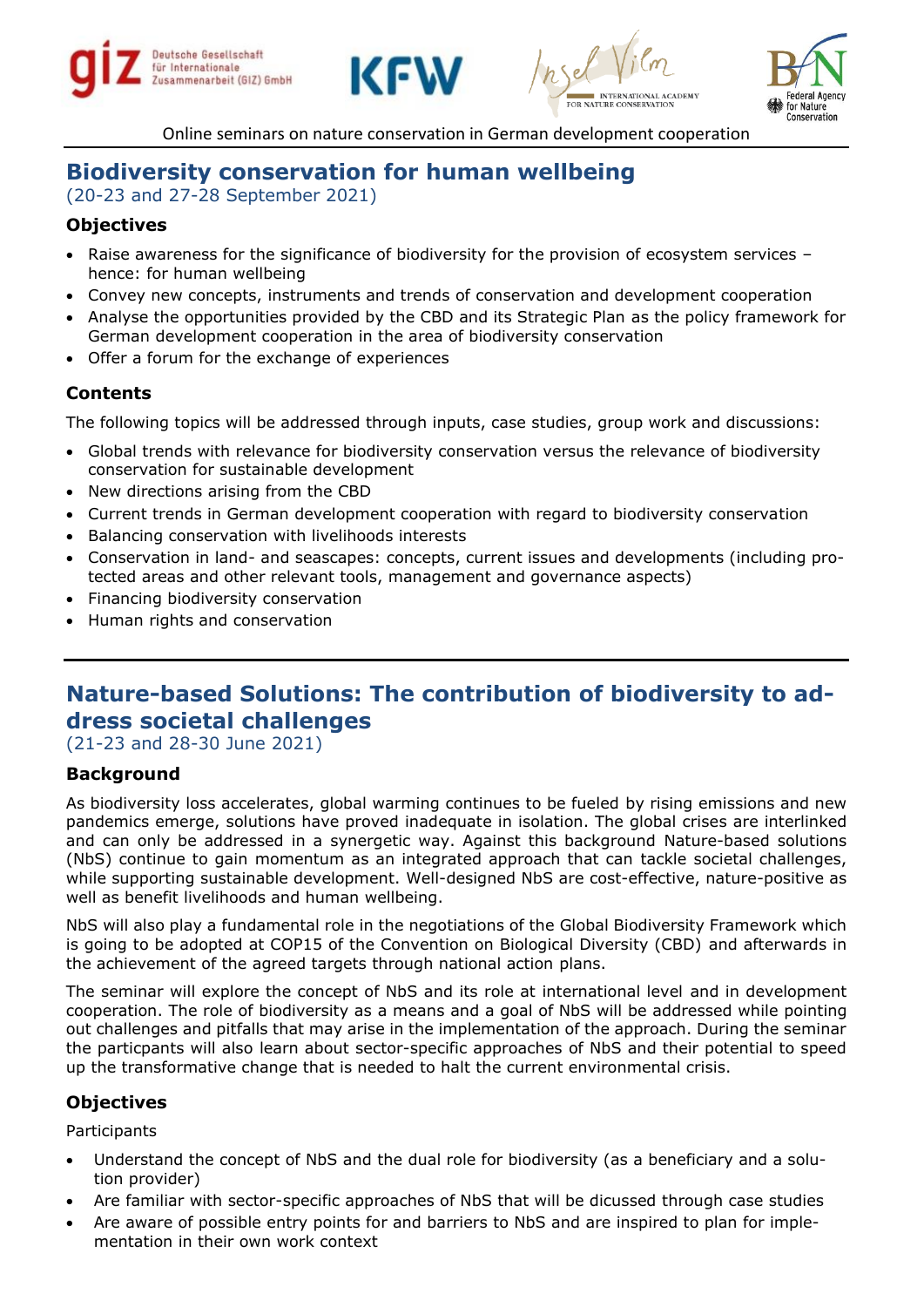Online seminars on nature conservation in German development cooperation

## Biodiversity conservation for human wellbeing

(20-23 and 27-28 September 2021)

### Objectives

- Raise awareness for the significance of biodiversity for the provision of ecosystem services – hence: for human wellbeing
- Convey new concepts, instruments and trends of conservation and development cooperation
- Analyse the opportunities provided by the CBD and its Strategic Plan as the policy framework for German development cooperation in the area of biodiversity conservation
- Offer a forum for the exchange of experiences

### Contents

The following topics will be addressed through inputs, case studies, group work and discussions:

- Global trends with relevance for biodiversity conservation versus the relevance of biodiversity conservation for sustainable development
- New directions arising from the CBD
- Current trends in German development cooperation with regard to biodiversity conservation
- Balancing conservation with livelihoods interests
- Conservation in land- and seascapes: concepts, current issues and developments (including protected areas and other relevant tools, management and governance aspects)
- Financing biodiversity conservation
- Human rights and conservation

## Nature-based Solutions: The contribution of biodiversity to address societal challenges

(21-23 and 28-30 June 2021)

### Background

As biodiversity loss accelerates, global warming continues to be fueled by rising emissions and new pandemics emerge, solutions have proved inadequate in isolation. The global crises are interlinked and can only be addressed in a synergetic way. Against this background Nature-based solutions (NbS) continue to gain momentum as an integrated approach that can tackle societal challenges, while supporting sustainable development. Well-designed NbS are cost-effective, nature-positive as well as benefit livelihoods and human wellbeing.

NbS will also play a fundamental role in the negotiations of the Global Biodiversity Framework which is going to be adopted at COP15 of the Convention on Biological Diversity (CBD) and afterwards in the achievement of the agreed targets through national action plans.

The seminar will explore the concept of NbS and its role at international level and in development cooperation. The role of biodiversity as a means and a goal of NbS will be addressed while pointing out challenges and pitfalls that may arise in the implementation of the approach. During the seminar the particpants will also learn about sector-specific approaches of NbS and their potential to speed up the transformative change that is needed to halt the current environmental crisis.

### Objectives

Participants

- Understand the concept of NbS and the dual role for biodiversity (as a beneficiary and a solution provider)
- Are familiar with sector-specific approaches of NbS that will be dicussed through case studies
- Are aware of possible entry points for and barriers to NbS and are inspired to plan for implementation in their own work context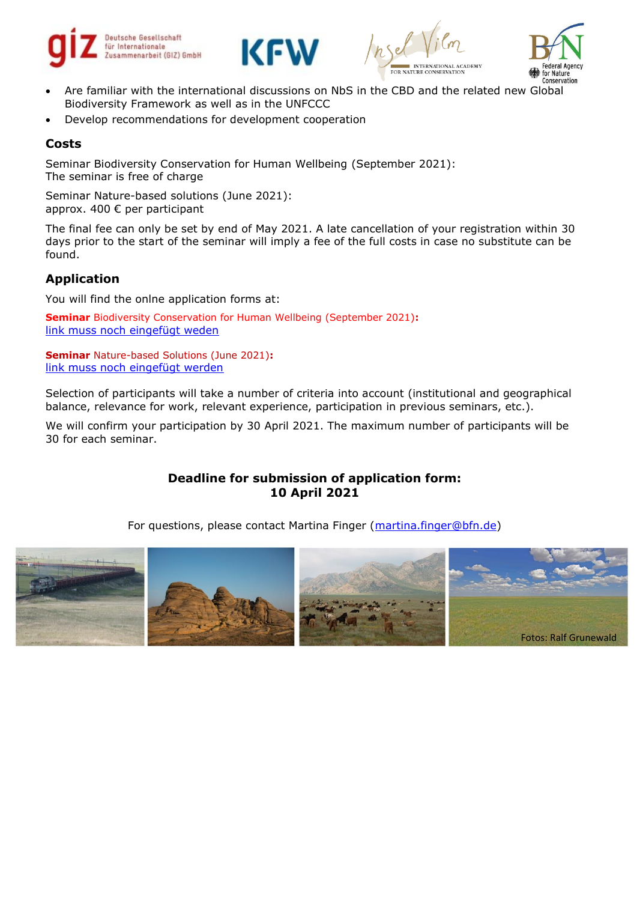- Are familiar with the international discussions on NbS in the CBD and the related new Global Biodiversity Framework as well as in the UNFCCC
- Develop recommendations for development cooperation

## Costs

Seminar Biodiversity Conservation for Human Wellbeing (September 2021):
The seminar is free of charge

Seminar Nature-based solutions (June 2021):
approx. 400 € per participant

The final fee can only be set by end of May 2021. A late cancellation of your registration within 30 days prior to the start of the seminar will imply a fee of the full costs in case no substitute can be found.

## Application

You will find the onlne application forms at:

**Seminar** Biodiversity Conservation for Human Wellbeing (September 2021)**:**
link muss noch eingefügt weden

**Seminar** Nature-based Solutions (June 2021)**:**
link muss noch eingefügt werden

Selection of participants will take a number of criteria into account (institutional and geographical balance, relevance for work, relevant experience, participation in previous seminars, etc.).

We will confirm your participation by 30 April 2021. The maximum number of participants will be 30 for each seminar.

**Deadline for submission of application form:**
**10 April 2021**

For questions, please contact Martina Finger (martina.finger@bfn.de)

Fotos: Ralf Grunewald